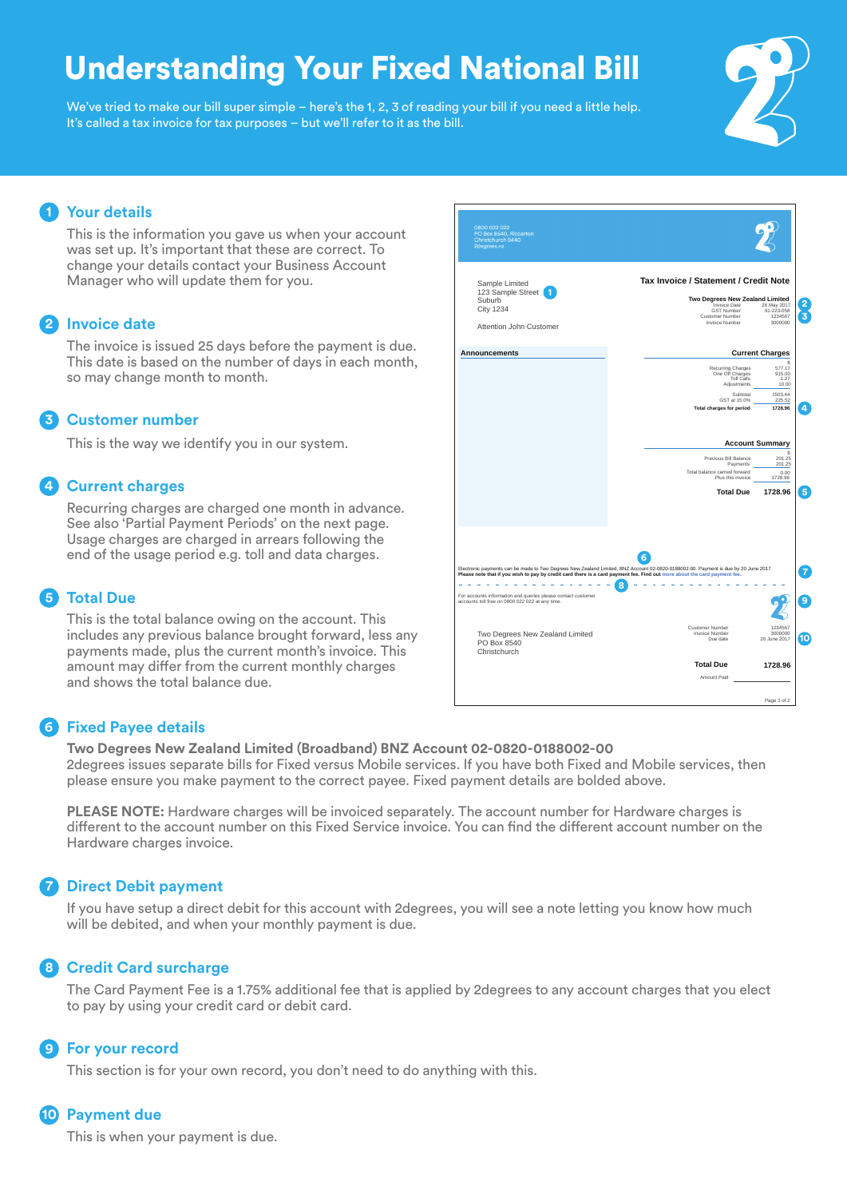# Understanding Your Fixed National Bill

We've tried to make our bill super simple – here's the 1, 2, 3 of reading your bill if you need a little help.
It's called a tax invoice for tax purposes – but we'll refer to it as the bill.

## 1 Your details

This is the information you gave us when your account was set up. It's important that these are correct. To change your details contact your Business Account Manager who will update them for you.

## 2 Invoice date

The invoice is issued 25 days before the payment is due. This date is based on the number of days in each month, so may change month to month.

## 3 Customer number

This is the way we identify you in our system.

## 4 Current charges

Recurring charges are charged one month in advance. See also 'Partial Payment Periods' on the next page. Usage charges are charged in arrears following the end of the usage period e.g. toll and data charges.

## 5 Total Due

This is the total balance owing on the account. This includes any previous balance brought forward, less any payments made, plus the current month's invoice. This amount may differ from the current monthly charges and shows the total balance due.

---

0800 022 022
PO Box 8540, Riccarton
Christchurch 8440
2degrees.nz

Sample Limited
123 Sample Street **(1)**
Suburb
City 1234

Attention John Customer

**Tax Invoice / Statement / Credit Note**

**Two Degrees New Zealand Limited**

| | |
|---|---|
| Invoice Date | 26 May 2017 **(2)** |
| GST Number | 91-223-058 |
| Customer Number | 1234567 **(3)** |
| Invoice Number | 3000000 |

**Announcements**

**Current Charges**

| | $ |
|---|---|
| Recurring Charges | 577.17 |
| One Off Charges | 915.00 |
| Toll Calls | 1.27 |
| Adjustments | 10.00 |
| Subtotal | 1503.44 |
| GST at 15.0% | 225.52 |
| **Total charges for period** | **1728.96** **(4)** |

**Account Summary**

| | $ |
|---|---|
| Previous Bill Balance | 201.25 |
| Payments | 201.25 |
| Total balance carried forward | 0.00 |
| Plus this invoice | 1728.96 |
| **Total Due** | **1728.96** **(5)** |

**(6)** Electronic payments can be made to Two Degrees New Zealand Limited, BNZ Account 02-0820-0188002-00. Payment is due by 20 June 2017 **(7)**
**Please note that if you wish to pay by credit card there is a card payment fee. Find out** more about the card payment fee.

- - - - - - - - **(8)** - - - - - - - -

For accounts information and queries please contact customer accounts toll free on 0800 022 022 at any time. **(9)**

Two Degrees New Zealand Limited
PO Box 8540
Christchurch

| | |
|---|---|
| Customer Number | 1234567 |
| Invoice Number | 3000000 |
| Due date | 20 June 2017 **(10)** |
| **Total Due** | **1728.96** |
| Amount Paid | |

Page 1 of 2

---

## 6 Fixed Payee details

**Two Degrees New Zealand Limited (Broadband) BNZ Account 02-0820-0188002-00**
2degrees issues separate bills for Fixed versus Mobile services. If you have both Fixed and Mobile services, then please ensure you make payment to the correct payee. Fixed payment details are bolded above.

**PLEASE NOTE:** Hardware charges will be invoiced separately. The account number for Hardware charges is different to the account number on this Fixed Service invoice. You can find the different account number on the Hardware charges invoice.

## 7 Direct Debit payment

If you have setup a direct debit for this account with 2degrees, you will see a note letting you know how much will be debited, and when your monthly payment is due.

## 8 Credit Card surcharge

The Card Payment Fee is a 1.75% additional fee that is applied by 2degrees to any account charges that you elect to pay by using your credit card or debit card.

## 9 For your record

This section is for your own record, you don't need to do anything with this.

## 10 Payment due

This is when your payment is due.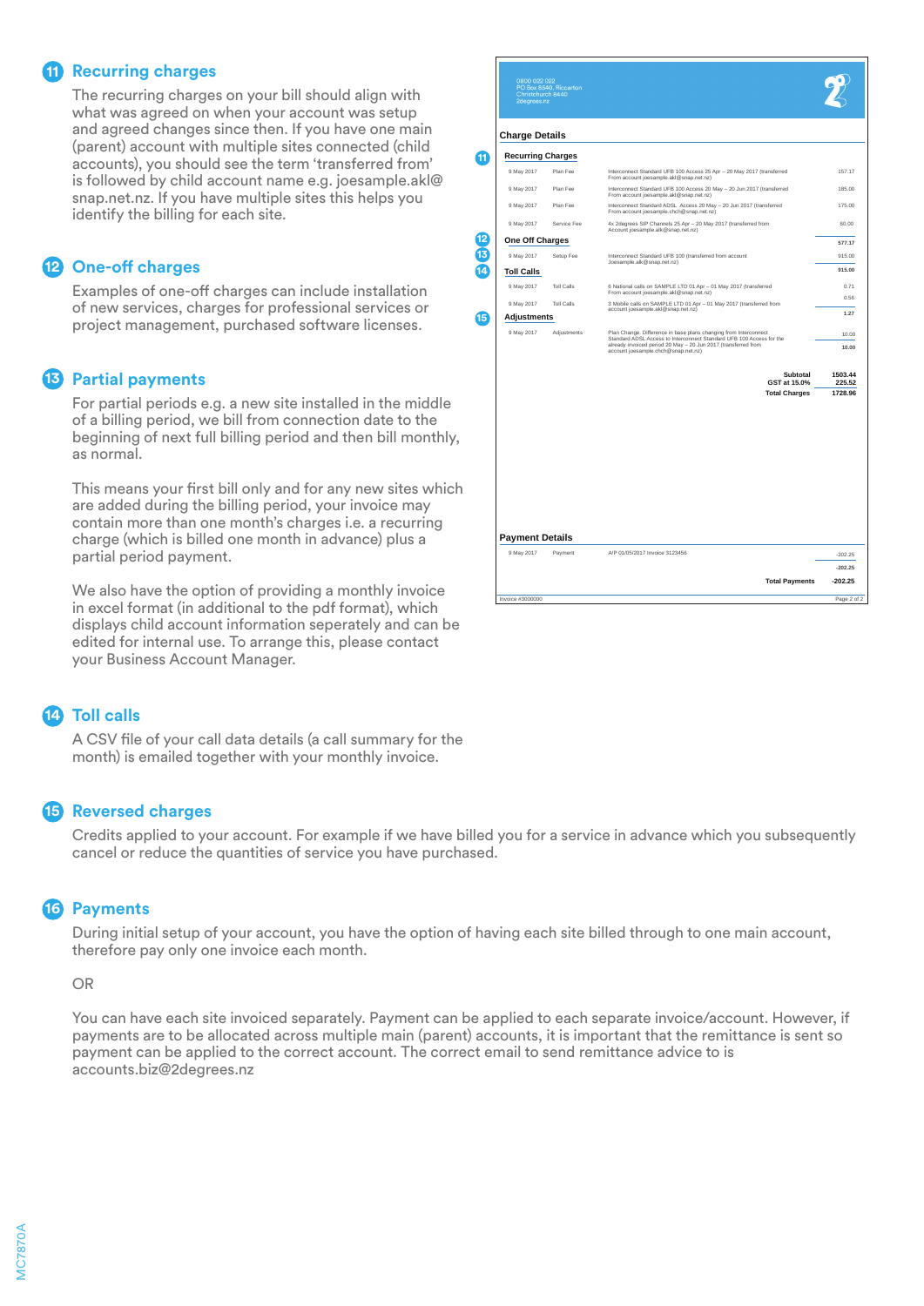## 11 Recurring charges

The recurring charges on your bill should align with what was agreed on when your account was setup and agreed changes since then. If you have one main (parent) account with multiple sites connected (child accounts), you should see the term 'transferred from' is followed by child account name e.g. joesample.akl@snap.net.nz. If you have multiple sites this helps you identify the billing for each site.

## 12 One-off charges

Examples of one-off charges can include installation of new services, charges for professional services or project management, purchased software licenses.

## 13 Partial payments

For partial periods e.g. a new site installed in the middle of a billing period, we bill from connection date to the beginning of next full billing period and then bill monthly, as normal.

This means your first bill only and for any new sites which are added during the billing period, your invoice may contain more than one month's charges i.e. a recurring charge (which is billed one month in advance) plus a partial period payment.

We also have the option of providing a monthly invoice in excel format (in additional to the pdf format), which displays child account information seperately and can be edited for internal use. To arrange this, please contact your Business Account Manager.

## 14 Toll calls

A CSV file of your call data details (a call summary for the month) is emailed together with your monthly invoice.

## 15 Reversed charges

Credits applied to your account. For example if we have billed you for a service in advance which you subsequently cancel or reduce the quantities of service you have purchased.

## 16 Payments

During initial setup of your account, you have the option of having each site billed through to one main account, therefore pay only one invoice each month.

OR

You can have each site invoiced separately. Payment can be applied to each separate invoice/account. However, if payments are to be allocated across multiple main (parent) accounts, it is important that the remittance is sent so payment can be applied to the correct account. The correct email to send remittance advice to is accounts.biz@2degrees.nz

---

0800 022 022
PO Box 8540, Riccarton
Christchurch 8440
2degrees.nz

**Charge Details**

| | | | |
|---|---|---|---|
| **11 Recurring Charges** | | | |
| 9 May 2017 | Plan Fee | Interconnect Standard UFB 100 Access 25 Apr – 20 May 2017 (transferred From account joesample.akl@snap.net.nz) | 157.17 |
| 9 May 2017 | Plan Fee | Interconnect Standard UFB 100 Access 20 May – 20 Jun 2017 (transferred From account joesample.akl@snap.net.nz) | 185.00 |
| 9 May 2017 | Plan Fee | Interconnect Standard ADSL Access 20 May – 20 Jun 2017 (transferred From account joesample.chch@snap.net.nz) | 175.00 |
| 9 May 2017 | Service Fee | 4x 2degrees SIP Channels 25 Apr – 20 May 2017 (transferred from Account joesample.alk@snap.net.nz) | 60.00 |
| | | | 577.17 |
| **12 One Off Charges** | | | |
| 13 9 May 2017 | Setup Fee | Interconnect Standard UFB 100 (transferred from account Joesample.alk@snap.net.nz) | 915.00 |
| | | | 915.00 |
| **14 Toll Calls** | | | |
| 9 May 2017 | Toll Calls | 6 National calls on SAMPLE LTD 01 Apr – 01 May 2017 (transferred From account joesample.akl@snap.net.nz) | 0.71 |
| 9 May 2017 | Toll Calls | 3 Mobile calls on SAMPLE LTD 01 Apr – 01 May 2017 (transferred from account joesample.akl@snap.net.nz) | 0.56 |
| | | | 1.27 |
| **15 Adjustments** | | | |
| 9 May 2017 | Adjustments | Plan Change. Difference in base plans changing from Interconnect Standard ADSL Access to Interconnect Standard UFB 100 Access for the already invoiced period 20 May – 20 Jun 2017 (transferred from account joesample.chch@snap.net.nz) | 10.00 |
| | | | 10.00 |
| | | **Subtotal** | **1503.44** |
| | | **GST at 15.0%** | **225.52** |
| | | **Total Charges** | **1728.96** |

**Payment Details**

| | | | |
|---|---|---|---|
| 9 May 2017 | Payment | A/P 01/05/2017 Invoice 3123456 | -202.25 |
| | | | -202.25 |
| | | **Total Payments** | **-202.25** |

Invoice #3000000

MC7870A